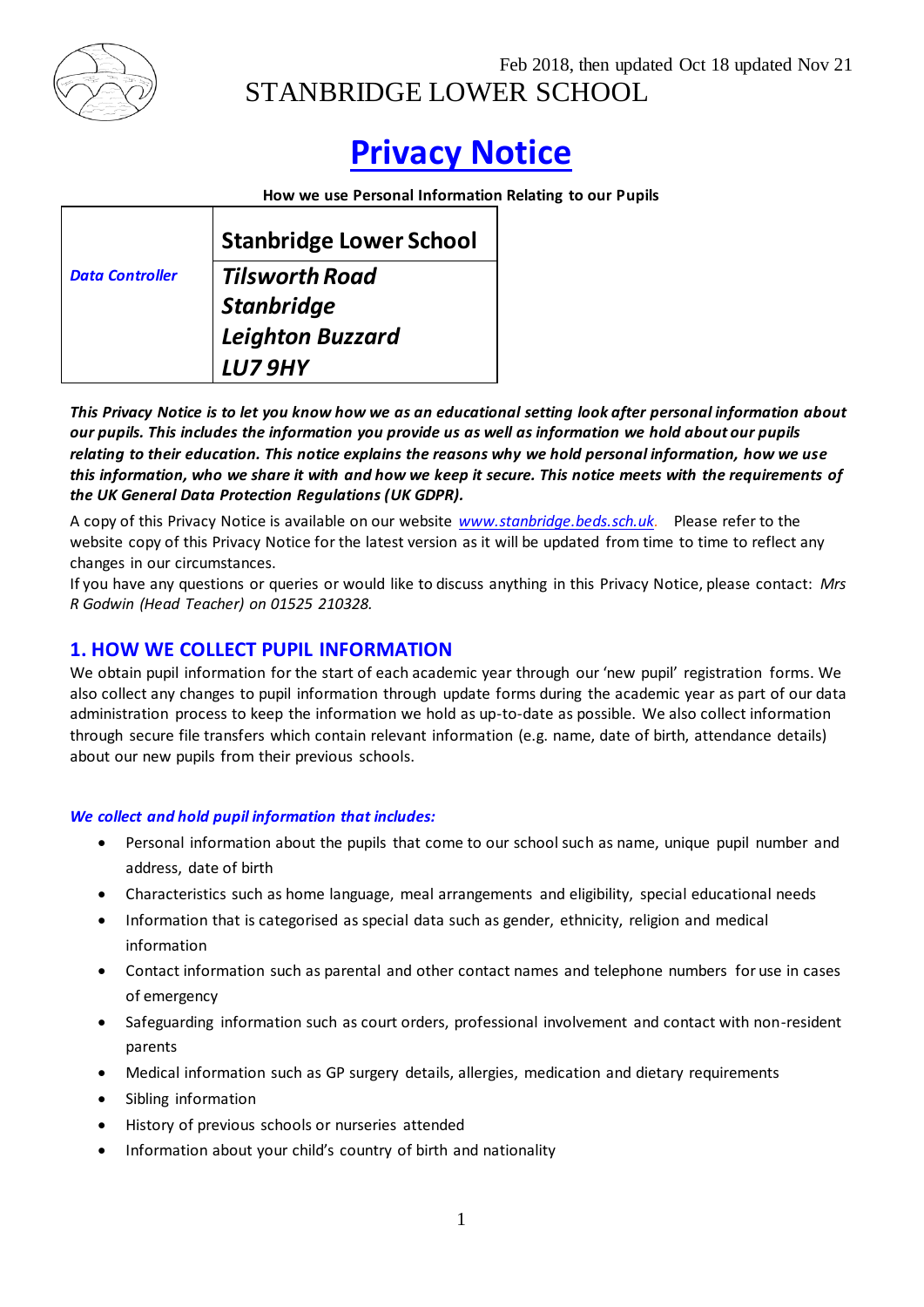Feb 2018, then updated Oct 18 updated Nov 21

STANBRIDGE LOWER SCHOOL

# Privacy Notice

**How we use Personal Information Relating to our Pupils**

| | |
|---|---|
| ***Data Controller*** | **Stanbridge Lower School** |
| | ***Tilsworth Road*** ***Stanbridge*** ***Leighton Buzzard*** ***LU7 9HY*** |

***This Privacy Notice is to let you know how we as an educational setting look after personal information about our pupils. This includes the information you provide us as well as information we hold about our pupils relating to their education. This notice explains the reasons why we hold personal information, how we use this information, who we share it with and how we keep it secure. This notice meets with the requirements of the UK General Data Protection Regulations (UK GDPR).***

A copy of this Privacy Notice is available on our website *www.stanbridge.beds.sch.uk*. Please refer to the website copy of this Privacy Notice for the latest version as it will be updated from time to time to reflect any changes in our circumstances.

If you have any questions or queries or would like to discuss anything in this Privacy Notice, please contact: *Mrs R Godwin (Head Teacher) on 01525 210328.*

## 1. HOW WE COLLECT PUPIL INFORMATION

We obtain pupil information for the start of each academic year through our 'new pupil' registration forms. We also collect any changes to pupil information through update forms during the academic year as part of our data administration process to keep the information we hold as up-to-date as possible. We also collect information through secure file transfers which contain relevant information (e.g. name, date of birth, attendance details) about our new pupils from their previous schools.

***We collect and hold pupil information that includes:***

- Personal information about the pupils that come to our school such as name, unique pupil number and address, date of birth
- Characteristics such as home language, meal arrangements and eligibility, special educational needs
- Information that is categorised as special data such as gender, ethnicity, religion and medical information
- Contact information such as parental and other contact names and telephone numbers for use in cases of emergency
- Safeguarding information such as court orders, professional involvement and contact with non-resident parents
- Medical information such as GP surgery details, allergies, medication and dietary requirements
- Sibling information
- History of previous schools or nurseries attended
- Information about your child's country of birth and nationality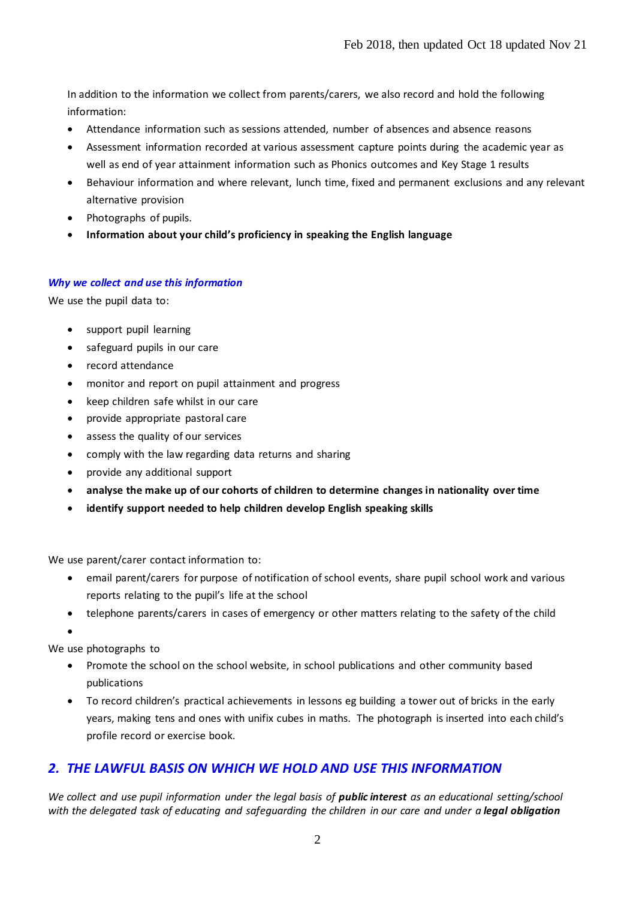In addition to the information we collect from parents/carers, we also record and hold the following information:

- Attendance information such as sessions attended, number of absences and absence reasons
- Assessment information recorded at various assessment capture points during the academic year as well as end of year attainment information such as Phonics outcomes and Key Stage 1 results
- Behaviour information and where relevant, lunch time, fixed and permanent exclusions and any relevant alternative provision
- Photographs of pupils.
- **Information about your child's proficiency in speaking the English language**

### *Why we collect and use this information*

We use the pupil data to:

- support pupil learning
- safeguard pupils in our care
- record attendance
- monitor and report on pupil attainment and progress
- keep children safe whilst in our care
- provide appropriate pastoral care
- assess the quality of our services
- comply with the law regarding data returns and sharing
- provide any additional support
- **analyse the make up of our cohorts of children to determine changes in nationality over time**
- **identify support needed to help children develop English speaking skills**

We use parent/carer contact information to:

- email parent/carers for purpose of notification of school events, share pupil school work and various reports relating to the pupil's life at the school
- telephone parents/carers in cases of emergency or other matters relating to the safety of the child
-

We use photographs to

- Promote the school on the school website, in school publications and other community based publications
- To record children's practical achievements in lessons eg building a tower out of bricks in the early years, making tens and ones with unifix cubes in maths. The photograph is inserted into each child's profile record or exercise book.

## *2. THE LAWFUL BASIS ON WHICH WE HOLD AND USE THIS INFORMATION*

*We collect and use pupil information under the legal basis of **public interest** as an educational setting/school with the delegated task of educating and safeguarding the children in our care and under a **legal obligation***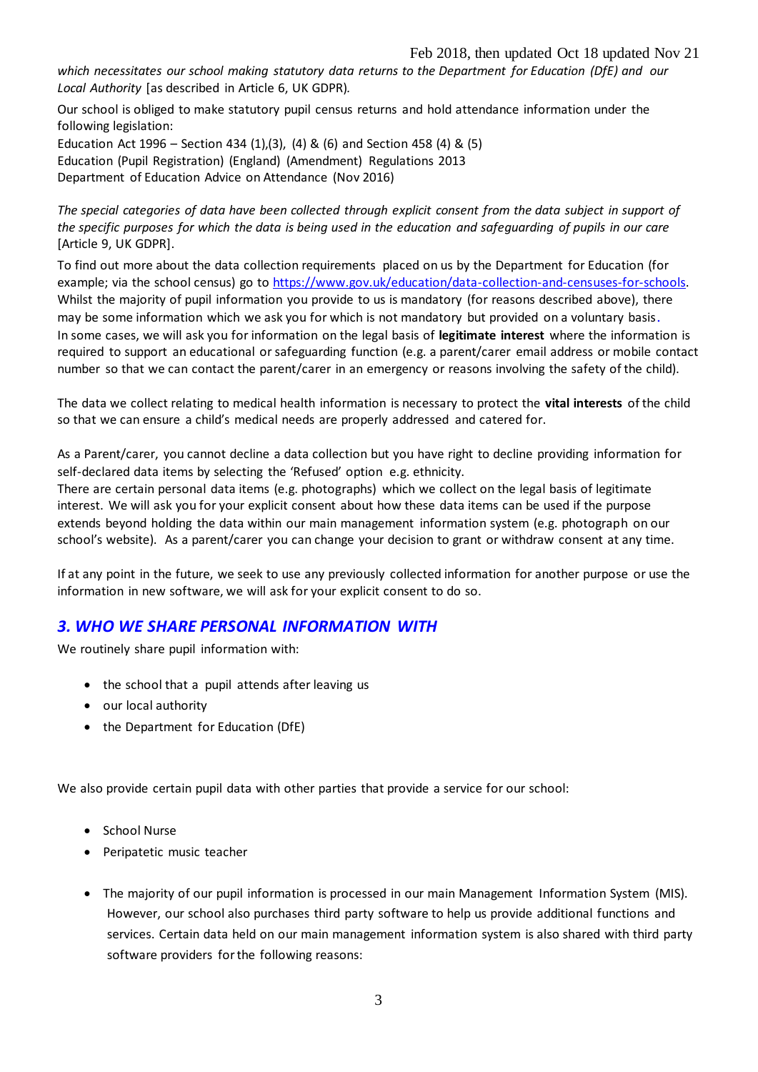*which necessitates our school making statutory data returns to the Department for Education (DfE) and our Local Authority* [as described in Article 6, UK GDPR).

Our school is obliged to make statutory pupil census returns and hold attendance information under the following legislation:
Education Act 1996 – Section 434 (1),(3), (4) & (6) and Section 458 (4) & (5)
Education (Pupil Registration) (England) (Amendment) Regulations 2013
Department of Education Advice on Attendance (Nov 2016)

*The special categories of data have been collected through explicit consent from the data subject in support of the specific purposes for which the data is being used in the education and safeguarding of pupils in our care* [Article 9, UK GDPR].

To find out more about the data collection requirements placed on us by the Department for Education (for example; via the school census) go to https://www.gov.uk/education/data-collection-and-censuses-for-schools.
Whilst the majority of pupil information you provide to us is mandatory (for reasons described above), there may be some information which we ask you for which is not mandatory but provided on a voluntary basis.
In some cases, we will ask you for information on the legal basis of **legitimate interest** where the information is required to support an educational or safeguarding function (e.g. a parent/carer email address or mobile contact number so that we can contact the parent/carer in an emergency or reasons involving the safety of the child).

The data we collect relating to medical health information is necessary to protect the **vital interests** of the child so that we can ensure a child's medical needs are properly addressed and catered for.

As a Parent/carer, you cannot decline a data collection but you have right to decline providing information for self-declared data items by selecting the 'Refused' option e.g. ethnicity.
There are certain personal data items (e.g. photographs) which we collect on the legal basis of legitimate interest. We will ask you for your explicit consent about how these data items can be used if the purpose extends beyond holding the data within our main management information system (e.g. photograph on our school's website). As a parent/carer you can change your decision to grant or withdraw consent at any time.

If at any point in the future, we seek to use any previously collected information for another purpose or use the information in new software, we will ask for your explicit consent to do so.

## *3. WHO WE SHARE PERSONAL INFORMATION WITH*

We routinely share pupil information with:

- the school that a pupil attends after leaving us
- our local authority
- the Department for Education (DfE)

We also provide certain pupil data with other parties that provide a service for our school:

- School Nurse
- Peripatetic music teacher

- The majority of our pupil information is processed in our main Management Information System (MIS). However, our school also purchases third party software to help us provide additional functions and services. Certain data held on our main management information system is also shared with third party software providers for the following reasons: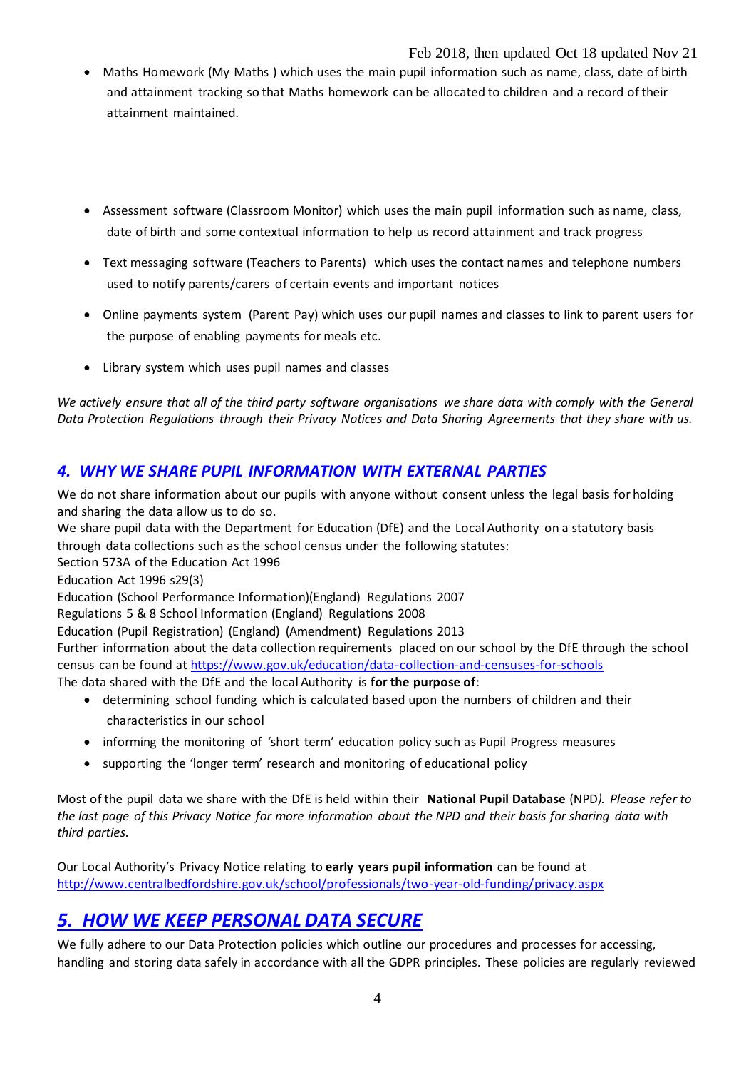- Maths Homework (My Maths ) which uses the main pupil information such as name, class, date of birth and attainment tracking so that Maths homework can be allocated to children and a record of their attainment maintained.

- Assessment software (Classroom Monitor) which uses the main pupil information such as name, class, date of birth and some contextual information to help us record attainment and track progress
- Text messaging software (Teachers to Parents) which uses the contact names and telephone numbers used to notify parents/carers of certain events and important notices
- Online payments system (Parent Pay) which uses our pupil names and classes to link to parent users for the purpose of enabling payments for meals etc.
- Library system which uses pupil names and classes

*We actively ensure that all of the third party software organisations we share data with comply with the General Data Protection Regulations through their Privacy Notices and Data Sharing Agreements that they share with us.*

## *4. WHY WE SHARE PUPIL INFORMATION WITH EXTERNAL PARTIES*

We do not share information about our pupils with anyone without consent unless the legal basis for holding and sharing the data allow us to do so.
We share pupil data with the Department for Education (DfE) and the Local Authority on a statutory basis through data collections such as the school census under the following statutes:
Section 573A of the Education Act 1996
Education Act 1996 s29(3)
Education (School Performance Information)(England) Regulations 2007
Regulations 5 & 8 School Information (England) Regulations 2008
Education (Pupil Registration) (England) (Amendment) Regulations 2013
Further information about the data collection requirements placed on our school by the DfE through the school census can be found at https://www.gov.uk/education/data-collection-and-censuses-for-schools
The data shared with the DfE and the local Authority is **for the purpose of**:

- determining school funding which is calculated based upon the numbers of children and their characteristics in our school
- informing the monitoring of 'short term' education policy such as Pupil Progress measures
- supporting the 'longer term' research and monitoring of educational policy

Most of the pupil data we share with the DfE is held within their **National Pupil Database** (NPD*). Please refer to the last page of this Privacy Notice for more information about the NPD and their basis for sharing data with third parties.*

Our Local Authority's Privacy Notice relating to **early years pupil information** can be found at http://www.centralbedfordshire.gov.uk/school/professionals/two-year-old-funding/privacy.aspx

## *5. HOW WE KEEP PERSONAL DATA SECURE*

We fully adhere to our Data Protection policies which outline our procedures and processes for accessing, handling and storing data safely in accordance with all the GDPR principles. These policies are regularly reviewed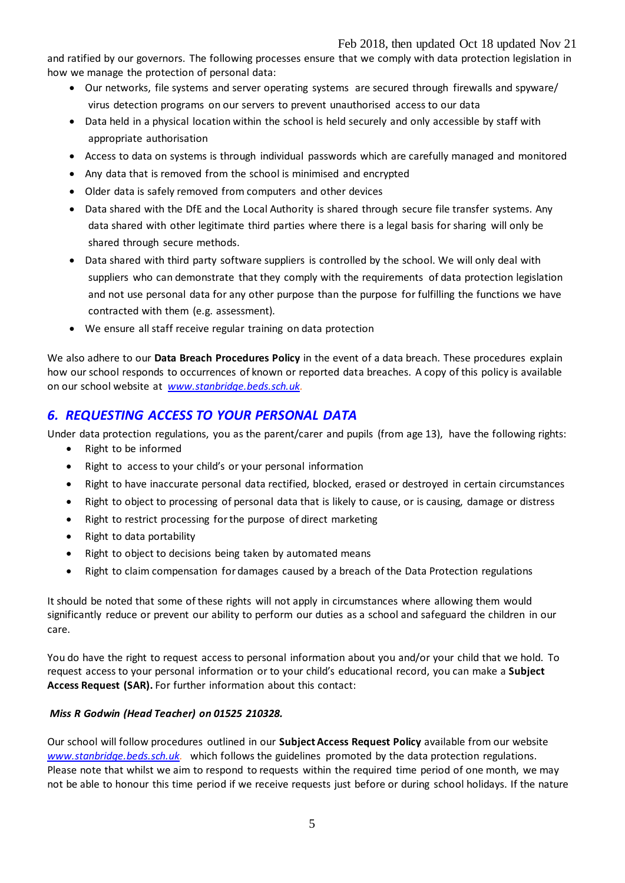and ratified by our governors. The following processes ensure that we comply with data protection legislation in how we manage the protection of personal data:

- Our networks, file systems and server operating systems are secured through firewalls and spyware/ virus detection programs on our servers to prevent unauthorised access to our data
- Data held in a physical location within the school is held securely and only accessible by staff with appropriate authorisation
- Access to data on systems is through individual passwords which are carefully managed and monitored
- Any data that is removed from the school is minimised and encrypted
- Older data is safely removed from computers and other devices
- Data shared with the DfE and the Local Authority is shared through secure file transfer systems. Any data shared with other legitimate third parties where there is a legal basis for sharing will only be shared through secure methods.
- Data shared with third party software suppliers is controlled by the school. We will only deal with suppliers who can demonstrate that they comply with the requirements of data protection legislation and not use personal data for any other purpose than the purpose for fulfilling the functions we have contracted with them (e.g. assessment).
- We ensure all staff receive regular training on data protection

We also adhere to our **Data Breach Procedures Policy** in the event of a data breach. These procedures explain how our school responds to occurrences of known or reported data breaches. A copy of this policy is available on our school website at *www.stanbridge.beds.sch.uk*.

## *6. REQUESTING ACCESS TO YOUR PERSONAL DATA*

Under data protection regulations, you as the parent/carer and pupils (from age 13), have the following rights:

- Right to be informed
- Right to access to your child's or your personal information
- Right to have inaccurate personal data rectified, blocked, erased or destroyed in certain circumstances
- Right to object to processing of personal data that is likely to cause, or is causing, damage or distress
- Right to restrict processing for the purpose of direct marketing
- Right to data portability
- Right to object to decisions being taken by automated means
- Right to claim compensation for damages caused by a breach of the Data Protection regulations

It should be noted that some of these rights will not apply in circumstances where allowing them would significantly reduce or prevent our ability to perform our duties as a school and safeguard the children in our care.

You do have the right to request access to personal information about you and/or your child that we hold. To request access to your personal information or to your child's educational record, you can make a **Subject Access Request (SAR).** For further information about this contact:

***Miss R Godwin (Head Teacher) on 01525 210328.***

Our school will follow procedures outlined in our **Subject Access Request Policy** available from our website *www.stanbridge.beds.sch.uk*. which follows the guidelines promoted by the data protection regulations. Please note that whilst we aim to respond to requests within the required time period of one month, we may not be able to honour this time period if we receive requests just before or during school holidays. If the nature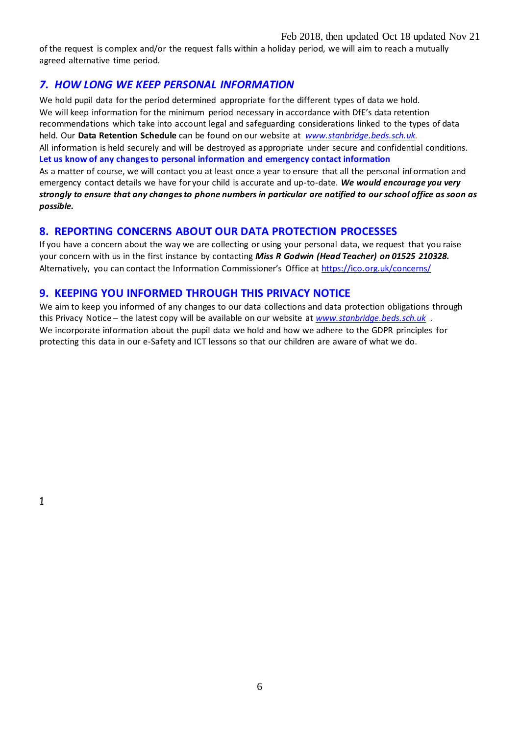of the request is complex and/or the request falls within a holiday period, we will aim to reach a mutually agreed alternative time period.

## *7. HOW LONG WE KEEP PERSONAL INFORMATION*

We hold pupil data for the period determined appropriate for the different types of data we hold. We will keep information for the minimum period necessary in accordance with DfE's data retention recommendations which take into account legal and safeguarding considerations linked to the types of data held. Our **Data Retention Schedule** can be found on our website at *www.stanbridge.beds.sch.uk*.

All information is held securely and will be destroyed as appropriate under secure and confidential conditions.

**Let us know of any changes to personal information and emergency contact information**

As a matter of course, we will contact you at least once a year to ensure that all the personal information and emergency contact details we have for your child is accurate and up-to-date. ***We would encourage you very strongly to ensure that any changes to phone numbers in particular are notified to our school office as soon as possible.***

## 8. REPORTING CONCERNS ABOUT OUR DATA PROTECTION PROCESSES

If you have a concern about the way we are collecting or using your personal data, we request that you raise your concern with us in the first instance by contacting ***Miss R Godwin (Head Teacher) on 01525 210328.*** Alternatively, you can contact the Information Commissioner's Office at https://ico.org.uk/concerns/

## 9. KEEPING YOU INFORMED THROUGH THIS PRIVACY NOTICE

We aim to keep you informed of any changes to our data collections and data protection obligations through this Privacy Notice – the latest copy will be available on our website at *www.stanbridge.beds.sch.uk* .

We incorporate information about the pupil data we hold and how we adhere to the GDPR principles for protecting this data in our e-Safety and ICT lessons so that our children are aware of what we do.

1